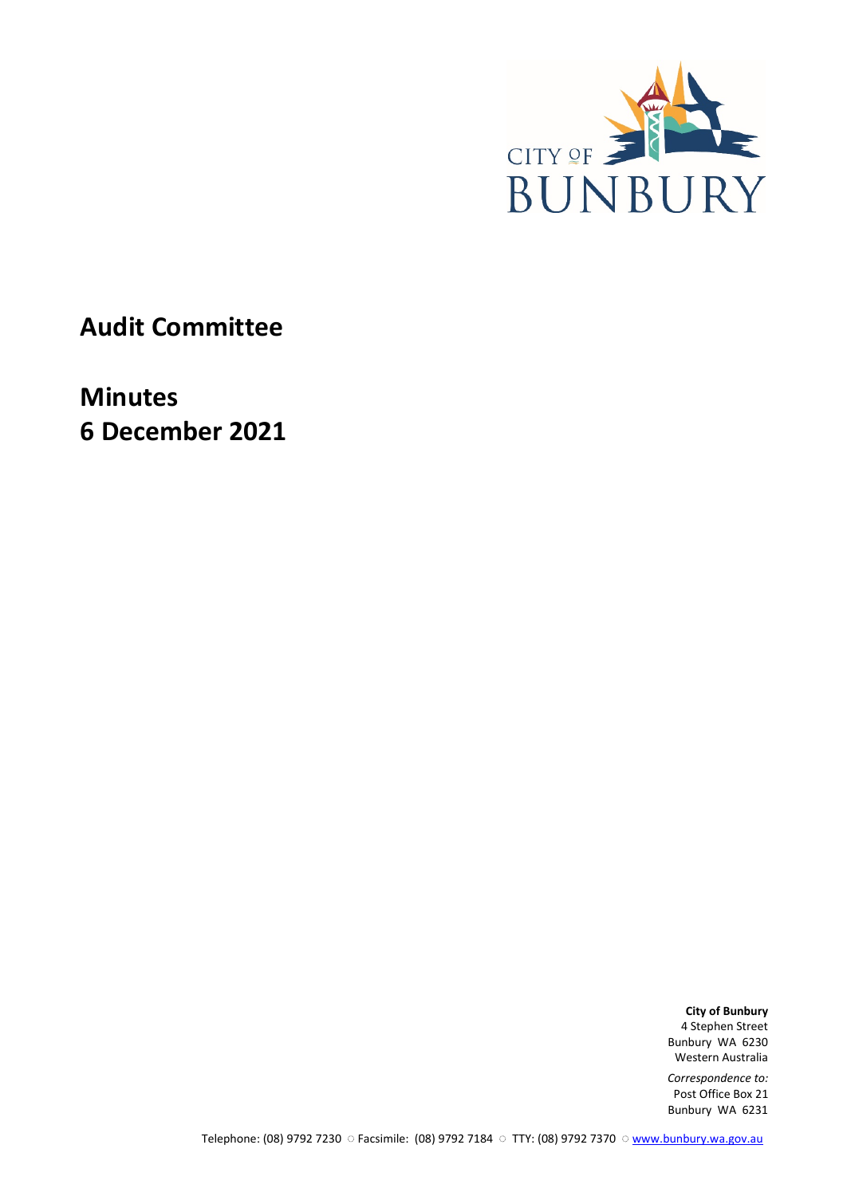CITY OF BUNBURY

# Audit Committee

# Minutes
# 6 December 2021

**City of Bunbury**
4 Stephen Street
Bunbury WA 6230
Western Australia

*Correspondence to:*
Post Office Box 21
Bunbury WA 6231

Telephone: (08) 9792 7230 ○ Facsimile: (08) 9792 7184 ○ TTY: (08) 9792 7370 ○ www.bunbury.wa.gov.au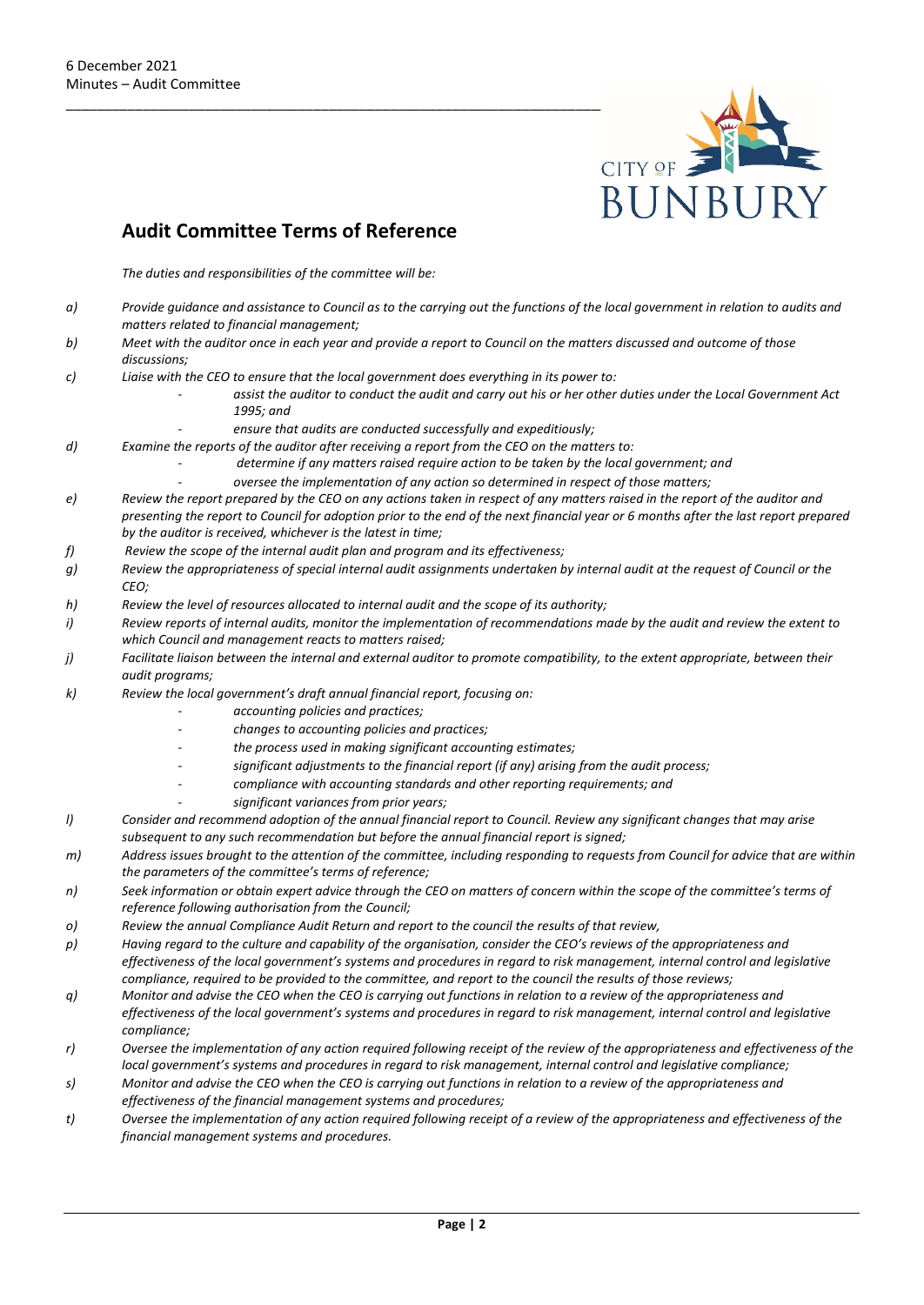## Audit Committee Terms of Reference

*The duties and responsibilities of the committee will be:*

a) *Provide guidance and assistance to Council as to the carrying out the functions of the local government in relation to audits and matters related to financial management;*

b) *Meet with the auditor once in each year and provide a report to Council on the matters discussed and outcome of those discussions;*

c) *Liaise with the CEO to ensure that the local government does everything in its power to:*
   - *assist the auditor to conduct the audit and carry out his or her other duties under the Local Government Act 1995; and*
   - *ensure that audits are conducted successfully and expeditiously;*

d) *Examine the reports of the auditor after receiving a report from the CEO on the matters to:*
   - *determine if any matters raised require action to be taken by the local government; and*
   - *oversee the implementation of any action so determined in respect of those matters;*

e) *Review the report prepared by the CEO on any actions taken in respect of any matters raised in the report of the auditor and presenting the report to Council for adoption prior to the end of the next financial year or 6 months after the last report prepared by the auditor is received, whichever is the latest in time;*

f) *Review the scope of the internal audit plan and program and its effectiveness;*

g) *Review the appropriateness of special internal audit assignments undertaken by internal audit at the request of Council or the CEO;*

h) *Review the level of resources allocated to internal audit and the scope of its authority;*

i) *Review reports of internal audits, monitor the implementation of recommendations made by the audit and review the extent to which Council and management reacts to matters raised;*

j) *Facilitate liaison between the internal and external auditor to promote compatibility, to the extent appropriate, between their audit programs;*

k) *Review the local government's draft annual financial report, focusing on:*
   - *accounting policies and practices;*
   - *changes to accounting policies and practices;*
   - *the process used in making significant accounting estimates;*
   - *significant adjustments to the financial report (if any) arising from the audit process;*
   - *compliance with accounting standards and other reporting requirements; and*
   - *significant variances from prior years;*

l) *Consider and recommend adoption of the annual financial report to Council. Review any significant changes that may arise subsequent to any such recommendation but before the annual financial report is signed;*

m) *Address issues brought to the attention of the committee, including responding to requests from Council for advice that are within the parameters of the committee's terms of reference;*

n) *Seek information or obtain expert advice through the CEO on matters of concern within the scope of the committee's terms of reference following authorisation from the Council;*

o) *Review the annual Compliance Audit Return and report to the council the results of that review,*

p) *Having regard to the culture and capability of the organisation, consider the CEO's reviews of the appropriateness and effectiveness of the local government's systems and procedures in regard to risk management, internal control and legislative compliance, required to be provided to the committee, and report to the council the results of those reviews;*

q) *Monitor and advise the CEO when the CEO is carrying out functions in relation to a review of the appropriateness and effectiveness of the local government's systems and procedures in regard to risk management, internal control and legislative compliance;*

r) *Oversee the implementation of any action required following receipt of the review of the appropriateness and effectiveness of the local government's systems and procedures in regard to risk management, internal control and legislative compliance;*

s) *Monitor and advise the CEO when the CEO is carrying out functions in relation to a review of the appropriateness and effectiveness of the financial management systems and procedures;*

t) *Oversee the implementation of any action required following receipt of a review of the appropriateness and effectiveness of the financial management systems and procedures.*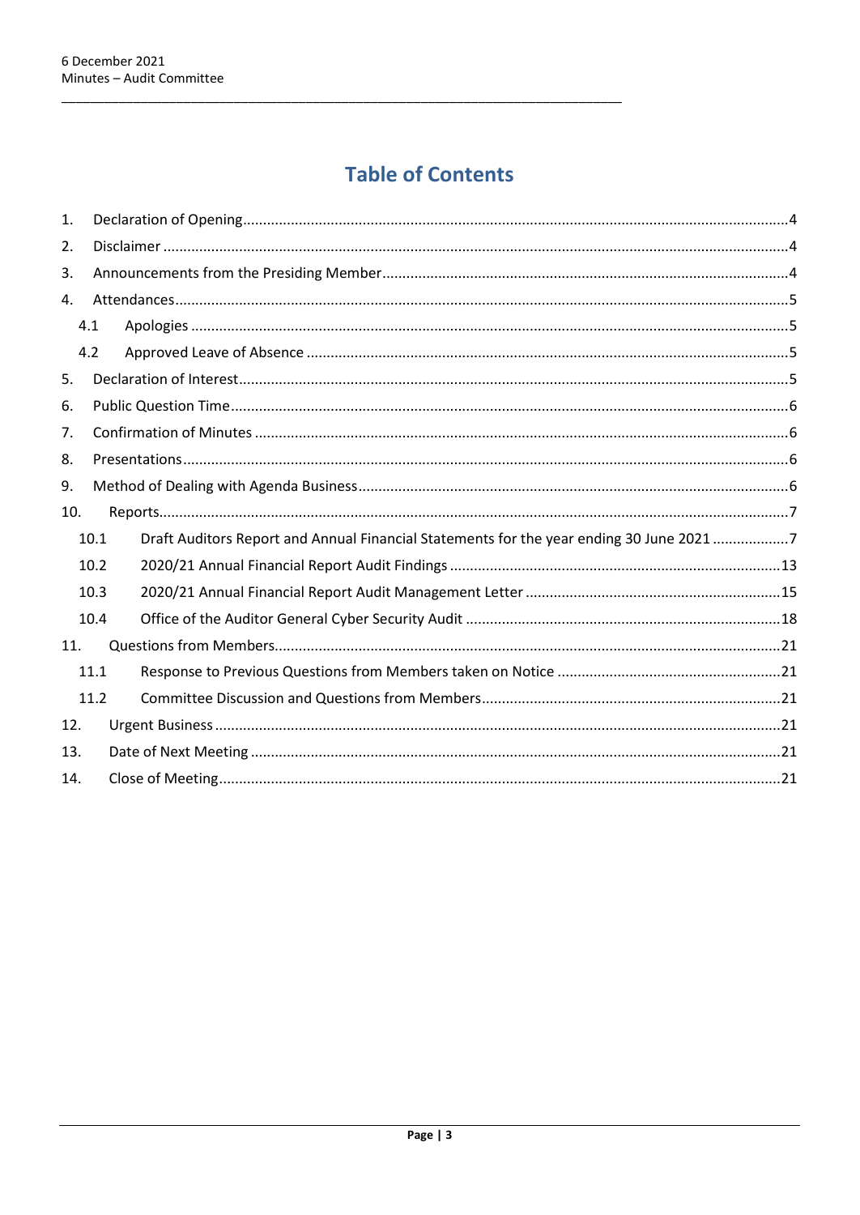# Table of Contents

1. Declaration of Opening ....................................................................................................................4
2. Disclaimer ........................................................................................................................................4
3. Announcements from the Presiding Member ..................................................................................4
4. Attendances .....................................................................................................................................5
   - 4.1 Apologies ..................................................................................................................................5
   - 4.2 Approved Leave of Absence .....................................................................................................5
5. Declaration of Interest .....................................................................................................................5
6. Public Question Time .......................................................................................................................6
7. Confirmation of Minutes ..................................................................................................................6
8. Presentations ....................................................................................................................................6
9. Method of Dealing with Agenda Business ........................................................................................6
10. Reports .............................................................................................................................................7
    - 10.1 Draft Auditors Report and Annual Financial Statements for the year ending 30 June 2021 ..................7
    - 10.2 2020/21 Annual Financial Report Audit Findings ..................................................................13
    - 10.3 2020/21 Annual Financial Report Audit Management Letter ................................................15
    - 10.4 Office of the Auditor General Cyber Security Audit ..............................................................18
11. Questions from Members ...............................................................................................................21
    - 11.1 Response to Previous Questions from Members taken on Notice ........................................21
    - 11.2 Committee Discussion and Questions from Members ..........................................................21
12. Urgent Business ..............................................................................................................................21
13. Date of Next Meeting .....................................................................................................................21
14. Close of Meeting .............................................................................................................................21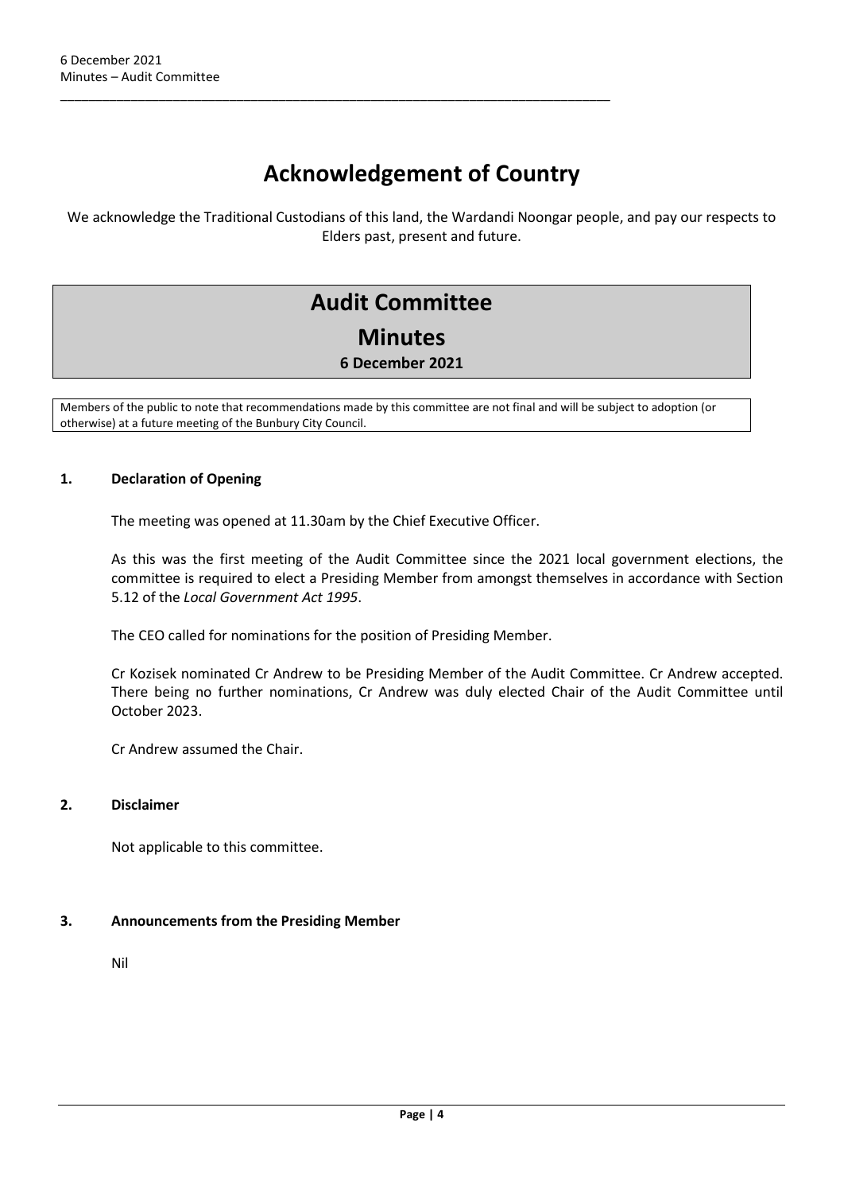# Acknowledgement of Country

We acknowledge the Traditional Custodians of this land, the Wardandi Noongar people, and pay our respects to Elders past, present and future.

# Audit Committee

## Minutes

**6 December 2021**

Members of the public to note that recommendations made by this committee are not final and will be subject to adoption (or otherwise) at a future meeting of the Bunbury City Council.

### 1. Declaration of Opening

The meeting was opened at 11.30am by the Chief Executive Officer.

As this was the first meeting of the Audit Committee since the 2021 local government elections, the committee is required to elect a Presiding Member from amongst themselves in accordance with Section 5.12 of the *Local Government Act 1995*.

The CEO called for nominations for the position of Presiding Member.

Cr Kozisek nominated Cr Andrew to be Presiding Member of the Audit Committee. Cr Andrew accepted. There being no further nominations, Cr Andrew was duly elected Chair of the Audit Committee until October 2023.

Cr Andrew assumed the Chair.

### 2. Disclaimer

Not applicable to this committee.

### 3. Announcements from the Presiding Member

Nil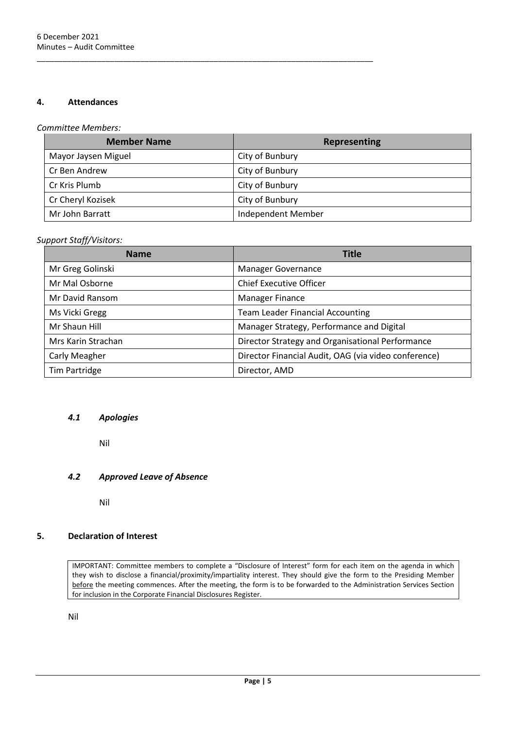## 4. Attendances

*Committee Members:*

| Member Name | Representing |
|---|---|
| Mayor Jaysen Miguel | City of Bunbury |
| Cr Ben Andrew | City of Bunbury |
| Cr Kris Plumb | City of Bunbury |
| Cr Cheryl Kozisek | City of Bunbury |
| Mr John Barratt | Independent Member |

*Support Staff/Visitors:*

| Name | Title |
|---|---|
| Mr Greg Golinski | Manager Governance |
| Mr Mal Osborne | Chief Executive Officer |
| Mr David Ransom | Manager Finance |
| Ms Vicki Gregg | Team Leader Financial Accounting |
| Mr Shaun Hill | Manager Strategy, Performance and Digital |
| Mrs Karin Strachan | Director Strategy and Organisational Performance |
| Carly Meagher | Director Financial Audit, OAG (via video conference) |
| Tim Partridge | Director, AMD |

### *4.1 Apologies*

Nil

### *4.2 Approved Leave of Absence*

Nil

## 5. Declaration of Interest

IMPORTANT: Committee members to complete a "Disclosure of Interest" form for each item on the agenda in which they wish to disclose a financial/proximity/impartiality interest. They should give the form to the Presiding Member before the meeting commences. After the meeting, the form is to be forwarded to the Administration Services Section for inclusion in the Corporate Financial Disclosures Register.

Nil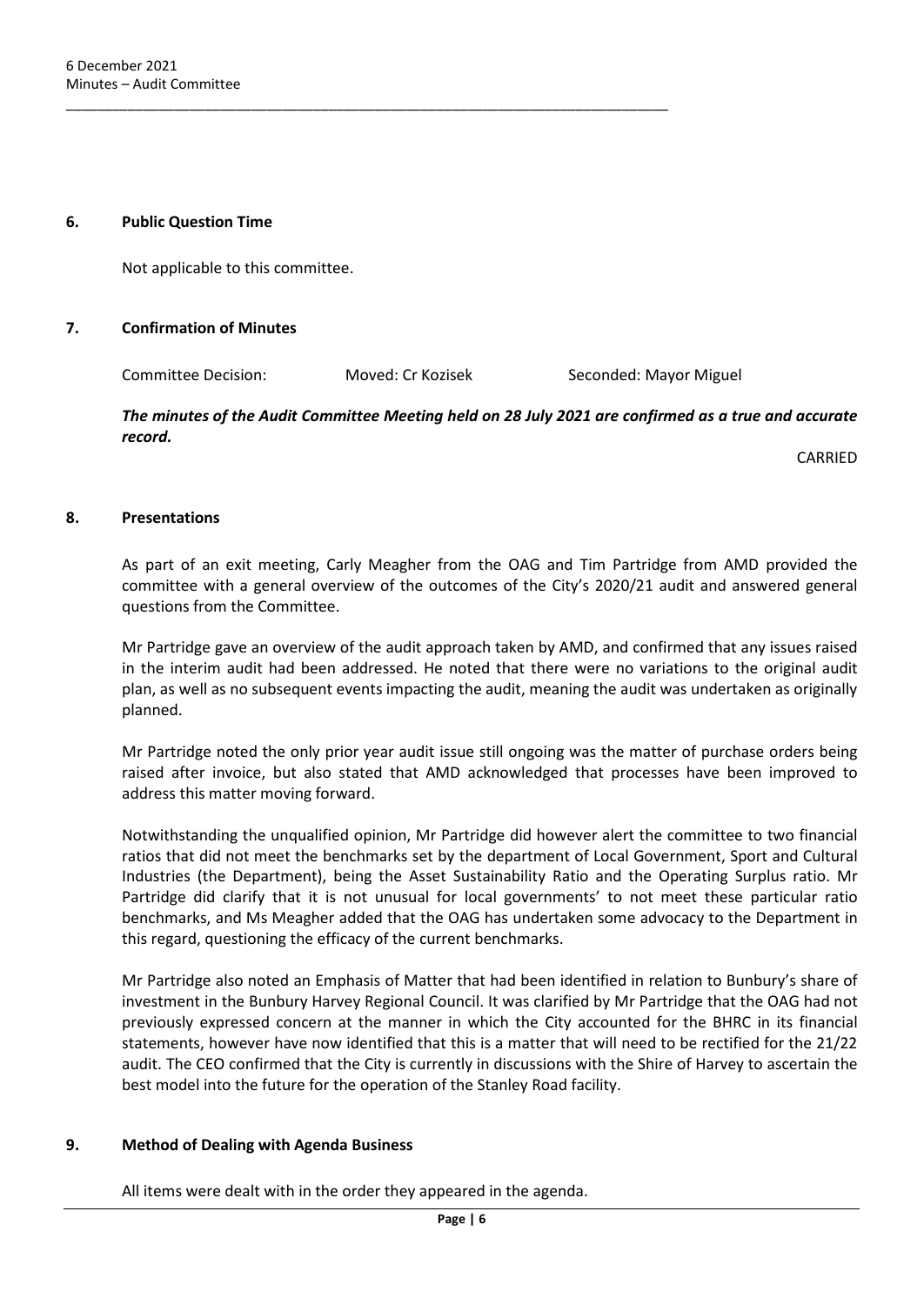## 6. Public Question Time

Not applicable to this committee.

## 7. Confirmation of Minutes

Committee Decision: Moved: Cr Kozisek Seconded: Mayor Miguel

***The minutes of the Audit Committee Meeting held on 28 July 2021 are confirmed as a true and accurate record.***

CARRIED

## 8. Presentations

As part of an exit meeting, Carly Meagher from the OAG and Tim Partridge from AMD provided the committee with a general overview of the outcomes of the City's 2020/21 audit and answered general questions from the Committee.

Mr Partridge gave an overview of the audit approach taken by AMD, and confirmed that any issues raised in the interim audit had been addressed. He noted that there were no variations to the original audit plan, as well as no subsequent events impacting the audit, meaning the audit was undertaken as originally planned.

Mr Partridge noted the only prior year audit issue still ongoing was the matter of purchase orders being raised after invoice, but also stated that AMD acknowledged that processes have been improved to address this matter moving forward.

Notwithstanding the unqualified opinion, Mr Partridge did however alert the committee to two financial ratios that did not meet the benchmarks set by the department of Local Government, Sport and Cultural Industries (the Department), being the Asset Sustainability Ratio and the Operating Surplus ratio. Mr Partridge did clarify that it is not unusual for local governments' to not meet these particular ratio benchmarks, and Ms Meagher added that the OAG has undertaken some advocacy to the Department in this regard, questioning the efficacy of the current benchmarks.

Mr Partridge also noted an Emphasis of Matter that had been identified in relation to Bunbury's share of investment in the Bunbury Harvey Regional Council. It was clarified by Mr Partridge that the OAG had not previously expressed concern at the manner in which the City accounted for the BHRC in its financial statements, however have now identified that this is a matter that will need to be rectified for the 21/22 audit. The CEO confirmed that the City is currently in discussions with the Shire of Harvey to ascertain the best model into the future for the operation of the Stanley Road facility.

## 9. Method of Dealing with Agenda Business

All items were dealt with in the order they appeared in the agenda.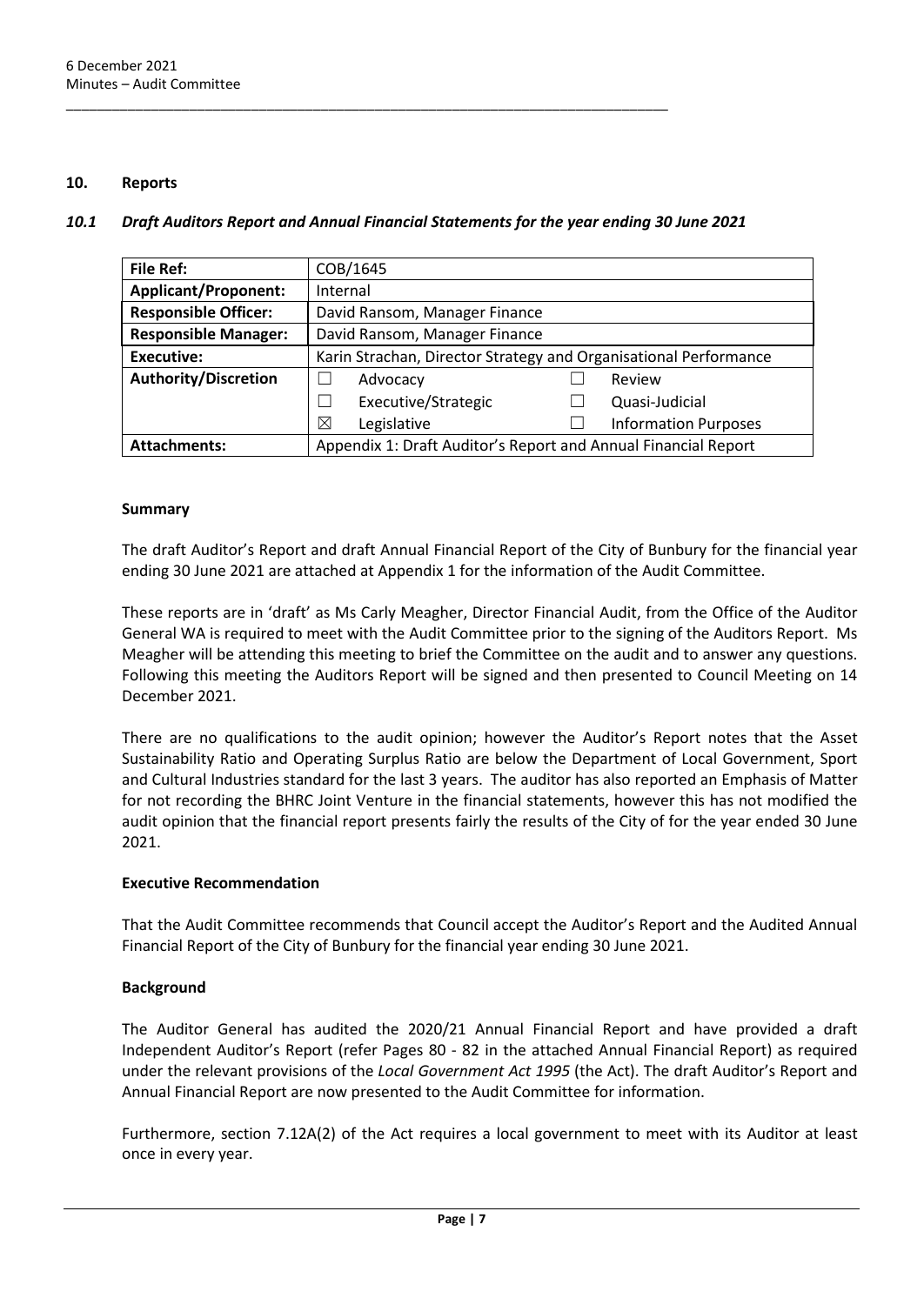## 10. Reports

### *10.1 Draft Auditors Report and Annual Financial Statements for the year ending 30 June 2021*

| | | | |
|---|---|---|---|
| **File Ref:** | COB/1645 | | |
| **Applicant/Proponent:** | Internal | | |
| **Responsible Officer:** | David Ransom, Manager Finance | | |
| **Responsible Manager:** | David Ransom, Manager Finance | | |
| **Executive:** | Karin Strachan, Director Strategy and Organisational Performance | | |
| **Authority/Discretion** | ☐ Advocacy | ☐ Review | |
| | ☐ Executive/Strategic | ☐ Quasi-Judicial | |
| | ☒ Legislative | ☐ Information Purposes | |
| **Attachments:** | Appendix 1: Draft Auditor's Report and Annual Financial Report | | |

**Summary**

The draft Auditor's Report and draft Annual Financial Report of the City of Bunbury for the financial year ending 30 June 2021 are attached at Appendix 1 for the information of the Audit Committee.

These reports are in 'draft' as Ms Carly Meagher, Director Financial Audit, from the Office of the Auditor General WA is required to meet with the Audit Committee prior to the signing of the Auditors Report. Ms Meagher will be attending this meeting to brief the Committee on the audit and to answer any questions. Following this meeting the Auditors Report will be signed and then presented to Council Meeting on 14 December 2021.

There are no qualifications to the audit opinion; however the Auditor's Report notes that the Asset Sustainability Ratio and Operating Surplus Ratio are below the Department of Local Government, Sport and Cultural Industries standard for the last 3 years. The auditor has also reported an Emphasis of Matter for not recording the BHRC Joint Venture in the financial statements, however this has not modified the audit opinion that the financial report presents fairly the results of the City of for the year ended 30 June 2021.

**Executive Recommendation**

That the Audit Committee recommends that Council accept the Auditor's Report and the Audited Annual Financial Report of the City of Bunbury for the financial year ending 30 June 2021.

**Background**

The Auditor General has audited the 2020/21 Annual Financial Report and have provided a draft Independent Auditor's Report (refer Pages 80 - 82 in the attached Annual Financial Report) as required under the relevant provisions of the *Local Government Act 1995* (the Act). The draft Auditor's Report and Annual Financial Report are now presented to the Audit Committee for information.

Furthermore, section 7.12A(2) of the Act requires a local government to meet with its Auditor at least once in every year.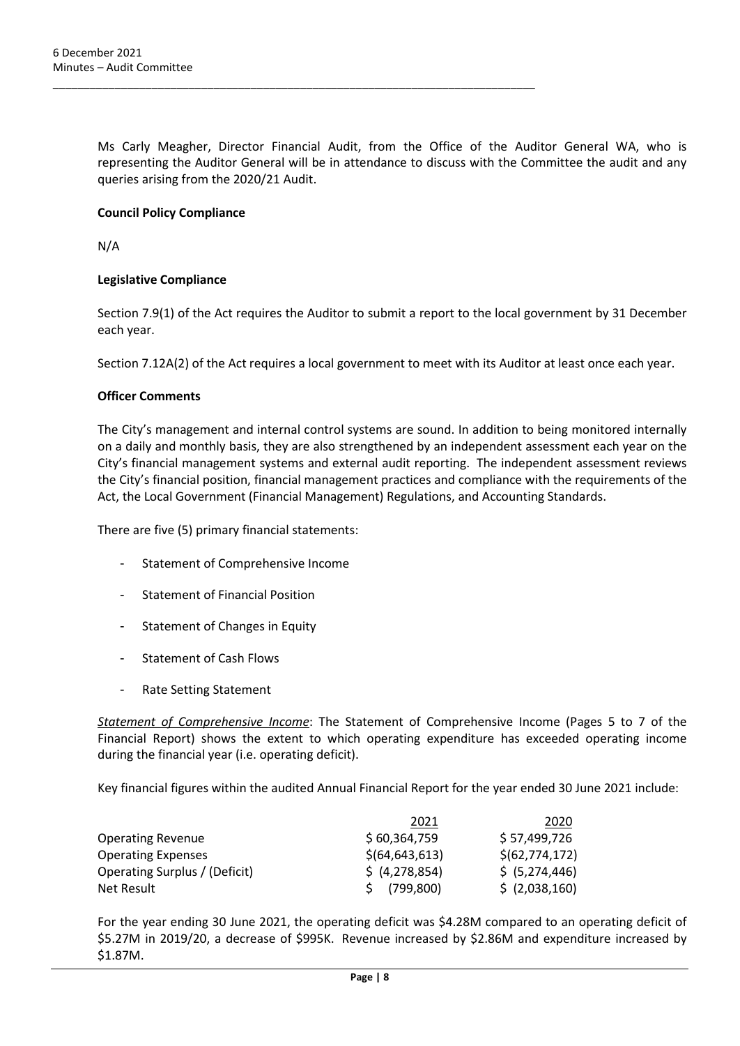Ms Carly Meagher, Director Financial Audit, from the Office of the Auditor General WA, who is representing the Auditor General will be in attendance to discuss with the Committee the audit and any queries arising from the 2020/21 Audit.

**Council Policy Compliance**

N/A

**Legislative Compliance**

Section 7.9(1) of the Act requires the Auditor to submit a report to the local government by 31 December each year.

Section 7.12A(2) of the Act requires a local government to meet with its Auditor at least once each year.

**Officer Comments**

The City's management and internal control systems are sound. In addition to being monitored internally on a daily and monthly basis, they are also strengthened by an independent assessment each year on the City's financial management systems and external audit reporting. The independent assessment reviews the City's financial position, financial management practices and compliance with the requirements of the Act, the Local Government (Financial Management) Regulations, and Accounting Standards.

There are five (5) primary financial statements:

- Statement of Comprehensive Income
- Statement of Financial Position
- Statement of Changes in Equity
- Statement of Cash Flows
- Rate Setting Statement

*Statement of Comprehensive Income*: The Statement of Comprehensive Income (Pages 5 to 7 of the Financial Report) shows the extent to which operating expenditure has exceeded operating income during the financial year (i.e. operating deficit).

Key financial figures within the audited Annual Financial Report for the year ended 30 June 2021 include:

| | 2021 | 2020 |
|---|---|---|
| Operating Revenue | $ 60,364,759 | $ 57,499,726 |
| Operating Expenses | $(64,643,613) | $(62,774,172) |
| Operating Surplus / (Deficit) | $ (4,278,854) | $ (5,274,446) |
| Net Result | $ (799,800) | $ (2,038,160) |

For the year ending 30 June 2021, the operating deficit was $4.28M compared to an operating deficit of $5.27M in 2019/20, a decrease of $995K. Revenue increased by $2.86M and expenditure increased by $1.87M.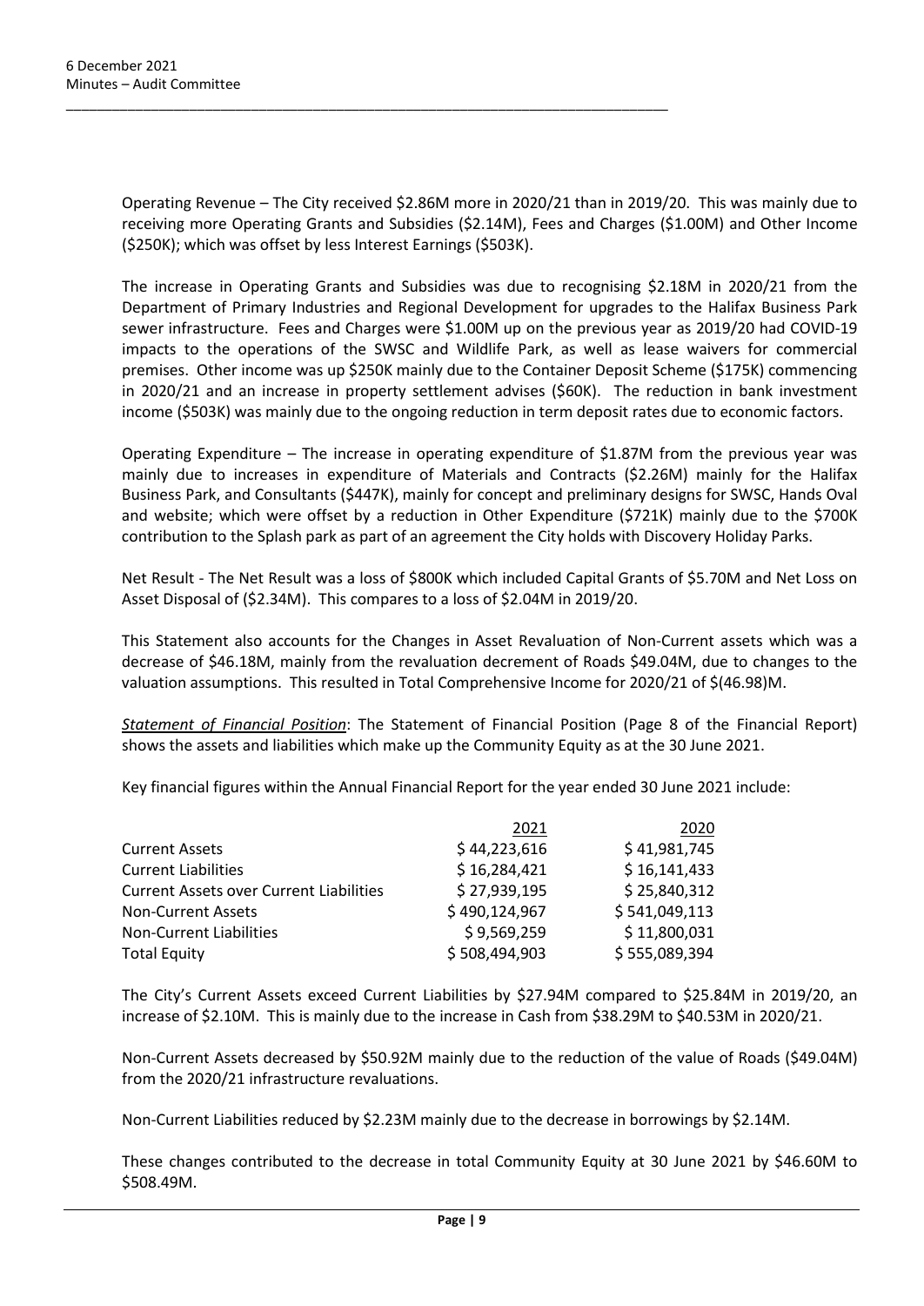Operating Revenue – The City received $2.86M more in 2020/21 than in 2019/20. This was mainly due to receiving more Operating Grants and Subsidies ($2.14M), Fees and Charges ($1.00M) and Other Income ($250K); which was offset by less Interest Earnings ($503K).

The increase in Operating Grants and Subsidies was due to recognising $2.18M in 2020/21 from the Department of Primary Industries and Regional Development for upgrades to the Halifax Business Park sewer infrastructure. Fees and Charges were $1.00M up on the previous year as 2019/20 had COVID-19 impacts to the operations of the SWSC and Wildlife Park, as well as lease waivers for commercial premises. Other income was up $250K mainly due to the Container Deposit Scheme ($175K) commencing in 2020/21 and an increase in property settlement advises ($60K). The reduction in bank investment income ($503K) was mainly due to the ongoing reduction in term deposit rates due to economic factors.

Operating Expenditure – The increase in operating expenditure of $1.87M from the previous year was mainly due to increases in expenditure of Materials and Contracts ($2.26M) mainly for the Halifax Business Park, and Consultants ($447K), mainly for concept and preliminary designs for SWSC, Hands Oval and website; which were offset by a reduction in Other Expenditure ($721K) mainly due to the $700K contribution to the Splash park as part of an agreement the City holds with Discovery Holiday Parks.

Net Result - The Net Result was a loss of $800K which included Capital Grants of $5.70M and Net Loss on Asset Disposal of ($2.34M). This compares to a loss of $2.04M in 2019/20.

This Statement also accounts for the Changes in Asset Revaluation of Non-Current assets which was a decrease of $46.18M, mainly from the revaluation decrement of Roads $49.04M, due to changes to the valuation assumptions. This resulted in Total Comprehensive Income for 2020/21 of $(46.98)M.

*Statement of Financial Position*: The Statement of Financial Position (Page 8 of the Financial Report) shows the assets and liabilities which make up the Community Equity as at the 30 June 2021.

Key financial figures within the Annual Financial Report for the year ended 30 June 2021 include:

| | 2021 | 2020 |
|---|---|---|
| Current Assets | $ 44,223,616 | $ 41,981,745 |
| Current Liabilities | $ 16,284,421 | $ 16,141,433 |
| Current Assets over Current Liabilities | $ 27,939,195 | $ 25,840,312 |
| Non-Current Assets | $ 490,124,967 | $ 541,049,113 |
| Non-Current Liabilities | $ 9,569,259 | $ 11,800,031 |
| Total Equity | $ 508,494,903 | $ 555,089,394 |

The City's Current Assets exceed Current Liabilities by $27.94M compared to $25.84M in 2019/20, an increase of $2.10M. This is mainly due to the increase in Cash from $38.29M to $40.53M in 2020/21.

Non-Current Assets decreased by $50.92M mainly due to the reduction of the value of Roads ($49.04M) from the 2020/21 infrastructure revaluations.

Non-Current Liabilities reduced by $2.23M mainly due to the decrease in borrowings by $2.14M.

These changes contributed to the decrease in total Community Equity at 30 June 2021 by $46.60M to $508.49M.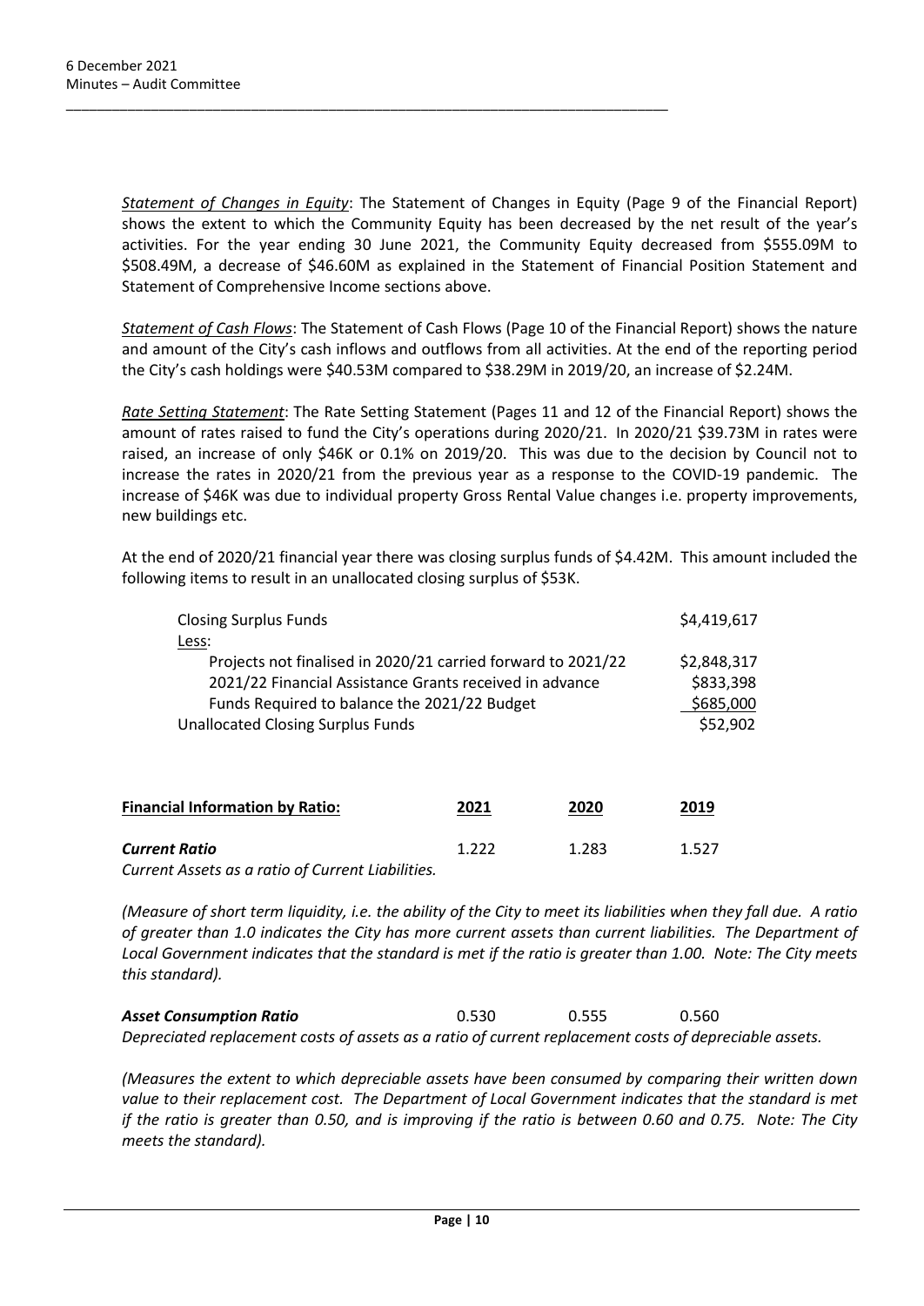*Statement of Changes in Equity*: The Statement of Changes in Equity (Page 9 of the Financial Report) shows the extent to which the Community Equity has been decreased by the net result of the year's activities. For the year ending 30 June 2021, the Community Equity decreased from \$555.09M to \$508.49M, a decrease of \$46.60M as explained in the Statement of Financial Position Statement and Statement of Comprehensive Income sections above.

*Statement of Cash Flows*: The Statement of Cash Flows (Page 10 of the Financial Report) shows the nature and amount of the City's cash inflows and outflows from all activities. At the end of the reporting period the City's cash holdings were \$40.53M compared to \$38.29M in 2019/20, an increase of \$2.24M.

*Rate Setting Statement*: The Rate Setting Statement (Pages 11 and 12 of the Financial Report) shows the amount of rates raised to fund the City's operations during 2020/21. In 2020/21 \$39.73M in rates were raised, an increase of only \$46K or 0.1% on 2019/20. This was due to the decision by Council not to increase the rates in 2020/21 from the previous year as a response to the COVID-19 pandemic. The increase of \$46K was due to individual property Gross Rental Value changes i.e. property improvements, new buildings etc.

At the end of 2020/21 financial year there was closing surplus funds of \$4.42M. This amount included the following items to result in an unallocated closing surplus of \$53K.

| | |
|---|---|
| Closing Surplus Funds | \$4,419,617 |
| Less: | |
| Projects not finalised in 2020/21 carried forward to 2021/22 | \$2,848,317 |
| 2021/22 Financial Assistance Grants received in advance | \$833,398 |
| Funds Required to balance the 2021/22 Budget | \$685,000 |
| Unallocated Closing Surplus Funds | \$52,902 |

| **Financial Information by Ratio:** | **2021** | **2020** | **2019** |
|---|---|---|---|
| ***Current Ratio*** | 1.222 | 1.283 | 1.527 |

*Current Assets as a ratio of Current Liabilities.*

*(Measure of short term liquidity, i.e. the ability of the City to meet its liabilities when they fall due. A ratio of greater than 1.0 indicates the City has more current assets than current liabilities. The Department of Local Government indicates that the standard is met if the ratio is greater than 1.00. Note: The City meets this standard).*

| | | | |
|---|---|---|---|
| ***Asset Consumption Ratio*** | 0.530 | 0.555 | 0.560 |

*Depreciated replacement costs of assets as a ratio of current replacement costs of depreciable assets.*

*(Measures the extent to which depreciable assets have been consumed by comparing their written down value to their replacement cost. The Department of Local Government indicates that the standard is met if the ratio is greater than 0.50, and is improving if the ratio is between 0.60 and 0.75. Note: The City meets the standard).*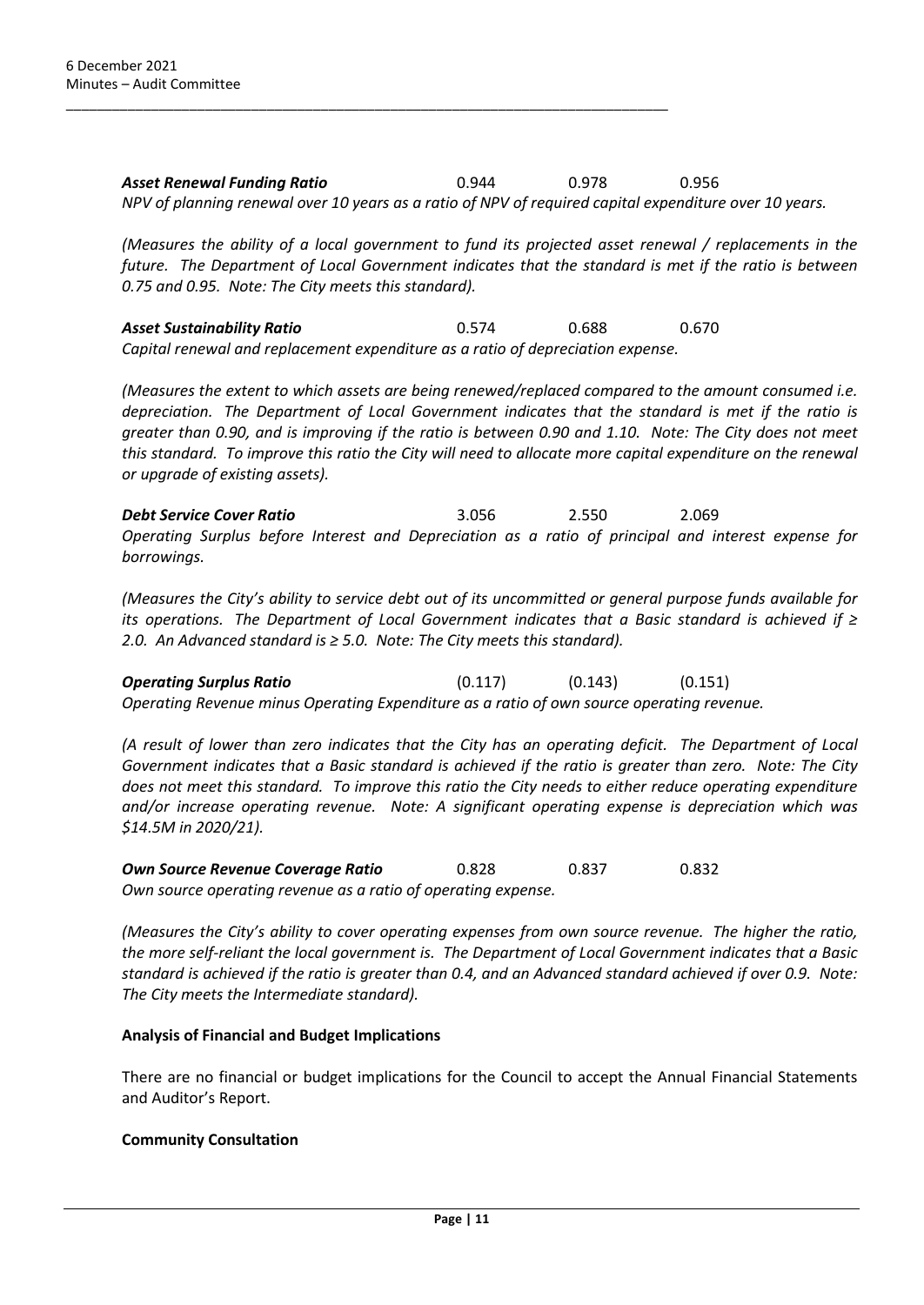***Asset Renewal Funding Ratio*** 0.944 0.978 0.956

*NPV of planning renewal over 10 years as a ratio of NPV of required capital expenditure over 10 years.*

*(Measures the ability of a local government to fund its projected asset renewal / replacements in the future. The Department of Local Government indicates that the standard is met if the ratio is between 0.75 and 0.95. Note: The City meets this standard).*

***Asset Sustainability Ratio*** 0.574 0.688 0.670

*Capital renewal and replacement expenditure as a ratio of depreciation expense.*

*(Measures the extent to which assets are being renewed/replaced compared to the amount consumed i.e. depreciation. The Department of Local Government indicates that the standard is met if the ratio is greater than 0.90, and is improving if the ratio is between 0.90 and 1.10. Note: The City does not meet this standard. To improve this ratio the City will need to allocate more capital expenditure on the renewal or upgrade of existing assets).*

***Debt Service Cover Ratio*** 3.056 2.550 2.069

*Operating Surplus before Interest and Depreciation as a ratio of principal and interest expense for borrowings.*

*(Measures the City's ability to service debt out of its uncommitted or general purpose funds available for its operations. The Department of Local Government indicates that a Basic standard is achieved if ≥ 2.0. An Advanced standard is ≥ 5.0. Note: The City meets this standard).*

***Operating Surplus Ratio*** (0.117) (0.143) (0.151)

*Operating Revenue minus Operating Expenditure as a ratio of own source operating revenue.*

*(A result of lower than zero indicates that the City has an operating deficit. The Department of Local Government indicates that a Basic standard is achieved if the ratio is greater than zero. Note: The City does not meet this standard. To improve this ratio the City needs to either reduce operating expenditure and/or increase operating revenue. Note: A significant operating expense is depreciation which was $14.5M in 2020/21).*

***Own Source Revenue Coverage Ratio*** 0.828 0.837 0.832

*Own source operating revenue as a ratio of operating expense.*

*(Measures the City's ability to cover operating expenses from own source revenue. The higher the ratio, the more self-reliant the local government is. The Department of Local Government indicates that a Basic standard is achieved if the ratio is greater than 0.4, and an Advanced standard achieved if over 0.9. Note: The City meets the Intermediate standard).*

**Analysis of Financial and Budget Implications**

There are no financial or budget implications for the Council to accept the Annual Financial Statements and Auditor's Report.

**Community Consultation**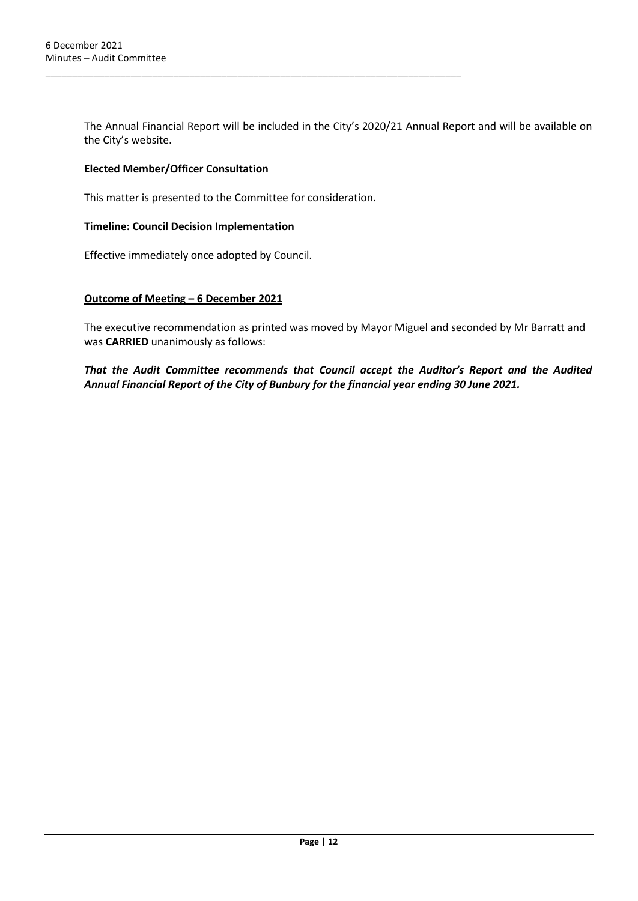The Annual Financial Report will be included in the City's 2020/21 Annual Report and will be available on the City's website.

**Elected Member/Officer Consultation**

This matter is presented to the Committee for consideration.

**Timeline: Council Decision Implementation**

Effective immediately once adopted by Council.

**Outcome of Meeting – 6 December 2021**

The executive recommendation as printed was moved by Mayor Miguel and seconded by Mr Barratt and was **CARRIED** unanimously as follows:

***That the Audit Committee recommends that Council accept the Auditor's Report and the Audited Annual Financial Report of the City of Bunbury for the financial year ending 30 June 2021.***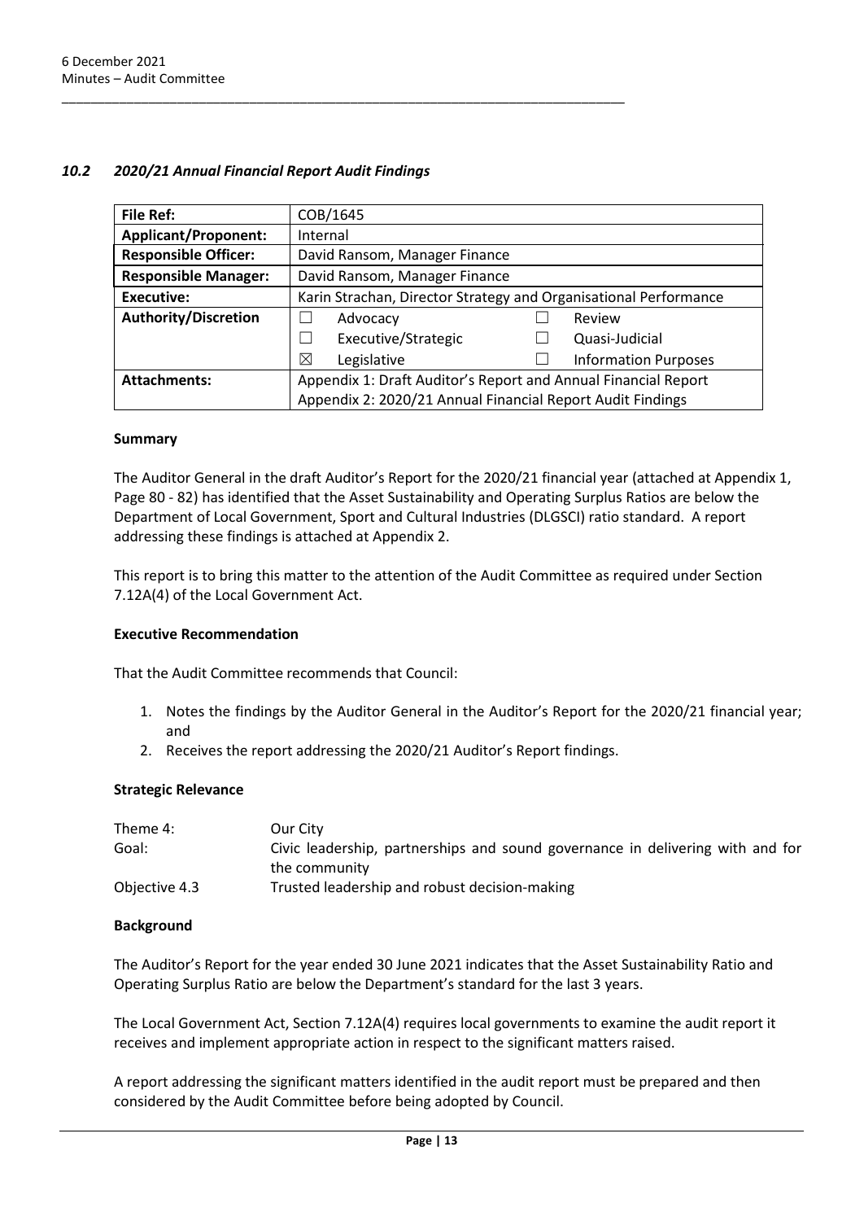### *10.2 2020/21 Annual Financial Report Audit Findings*

| **File Ref:** | COB/1645 | | |
|---|---|---|---|
| **Applicant/Proponent:** | Internal | | |
| **Responsible Officer:** | David Ransom, Manager Finance | | |
| **Responsible Manager:** | David Ransom, Manager Finance | | |
| **Executive:** | Karin Strachan, Director Strategy and Organisational Performance | | |
| **Authority/Discretion** | ☐ Advocacy | ☐ Review | |
| | ☐ Executive/Strategic | ☐ Quasi-Judicial | |
| | ☒ Legislative | ☐ Information Purposes | |
| **Attachments:** | Appendix 1: Draft Auditor's Report and Annual Financial Report | | |
| | Appendix 2: 2020/21 Annual Financial Report Audit Findings | | |

**Summary**

The Auditor General in the draft Auditor's Report for the 2020/21 financial year (attached at Appendix 1, Page 80 - 82) has identified that the Asset Sustainability and Operating Surplus Ratios are below the Department of Local Government, Sport and Cultural Industries (DLGSCI) ratio standard. A report addressing these findings is attached at Appendix 2.

This report is to bring this matter to the attention of the Audit Committee as required under Section 7.12A(4) of the Local Government Act.

**Executive Recommendation**

That the Audit Committee recommends that Council:

1. Notes the findings by the Auditor General in the Auditor's Report for the 2020/21 financial year; and
2. Receives the report addressing the 2020/21 Auditor's Report findings.

**Strategic Relevance**

| | |
|---|---|
| Theme 4: | Our City |
| Goal: | Civic leadership, partnerships and sound governance in delivering with and for the community |
| Objective 4.3 | Trusted leadership and robust decision-making |

**Background**

The Auditor's Report for the year ended 30 June 2021 indicates that the Asset Sustainability Ratio and Operating Surplus Ratio are below the Department's standard for the last 3 years.

The Local Government Act, Section 7.12A(4) requires local governments to examine the audit report it receives and implement appropriate action in respect to the significant matters raised.

A report addressing the significant matters identified in the audit report must be prepared and then considered by the Audit Committee before being adopted by Council.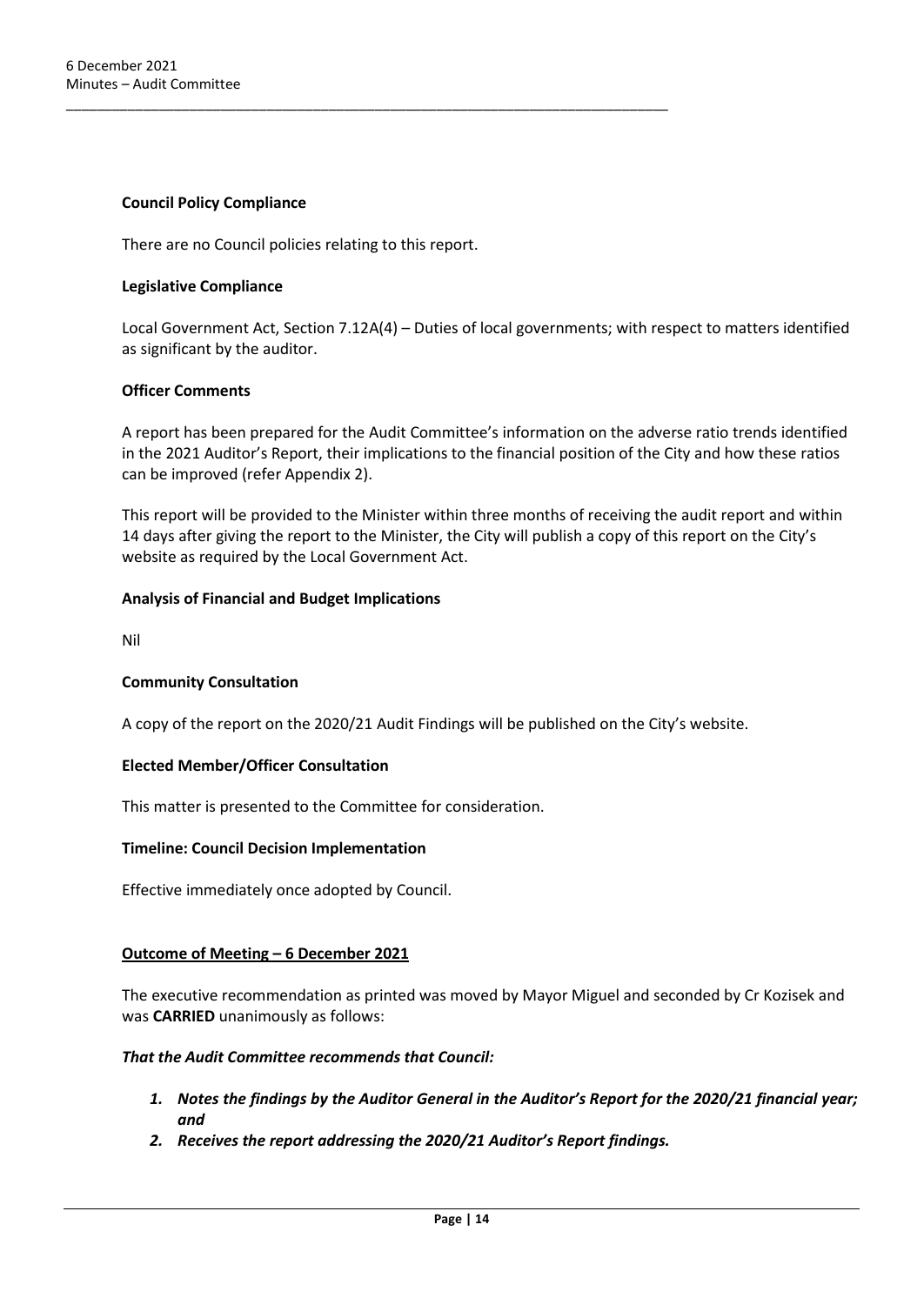**Council Policy Compliance**

There are no Council policies relating to this report.

**Legislative Compliance**

Local Government Act, Section 7.12A(4) – Duties of local governments; with respect to matters identified as significant by the auditor.

**Officer Comments**

A report has been prepared for the Audit Committee's information on the adverse ratio trends identified in the 2021 Auditor's Report, their implications to the financial position of the City and how these ratios can be improved (refer Appendix 2).

This report will be provided to the Minister within three months of receiving the audit report and within 14 days after giving the report to the Minister, the City will publish a copy of this report on the City's website as required by the Local Government Act.

**Analysis of Financial and Budget Implications**

Nil

**Community Consultation**

A copy of the report on the 2020/21 Audit Findings will be published on the City's website.

**Elected Member/Officer Consultation**

This matter is presented to the Committee for consideration.

**Timeline: Council Decision Implementation**

Effective immediately once adopted by Council.

**Outcome of Meeting – 6 December 2021**

The executive recommendation as printed was moved by Mayor Miguel and seconded by Cr Kozisek and was **CARRIED** unanimously as follows:

***That the Audit Committee recommends that Council:***

1. ***Notes the findings by the Auditor General in the Auditor's Report for the 2020/21 financial year; and***
2. ***Receives the report addressing the 2020/21 Auditor's Report findings.***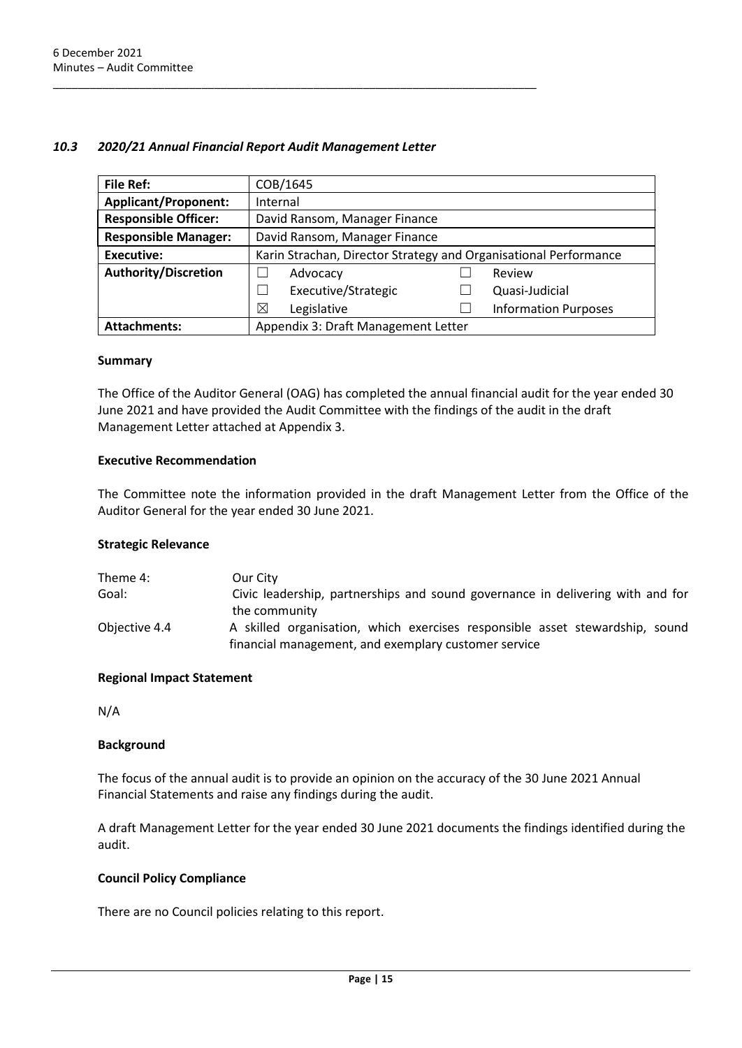### *10.3 2020/21 Annual Financial Report Audit Management Letter*

| **File Ref:** | COB/1645 | | | |
|---|---|---|---|---|
| **Applicant/Proponent:** | Internal | | | |
| **Responsible Officer:** | David Ransom, Manager Finance | | | |
| **Responsible Manager:** | David Ransom, Manager Finance | | | |
| **Executive:** | Karin Strachan, Director Strategy and Organisational Performance | | | |
| **Authority/Discretion** | ☐ | Advocacy | ☐ | Review |
| | ☐ | Executive/Strategic | ☐ | Quasi-Judicial |
| | ☒ | Legislative | ☐ | Information Purposes |
| **Attachments:** | Appendix 3: Draft Management Letter | | | |

#### Summary

The Office of the Auditor General (OAG) has completed the annual financial audit for the year ended 30 June 2021 and have provided the Audit Committee with the findings of the audit in the draft Management Letter attached at Appendix 3.

#### Executive Recommendation

The Committee note the information provided in the draft Management Letter from the Office of the Auditor General for the year ended 30 June 2021.

#### Strategic Relevance

| | |
|---|---|
| Theme 4: | Our City |
| Goal: | Civic leadership, partnerships and sound governance in delivering with and for the community |
| Objective 4.4 | A skilled organisation, which exercises responsible asset stewardship, sound financial management, and exemplary customer service |

#### Regional Impact Statement

N/A

#### Background

The focus of the annual audit is to provide an opinion on the accuracy of the 30 June 2021 Annual Financial Statements and raise any findings during the audit.

A draft Management Letter for the year ended 30 June 2021 documents the findings identified during the audit.

#### Council Policy Compliance

There are no Council policies relating to this report.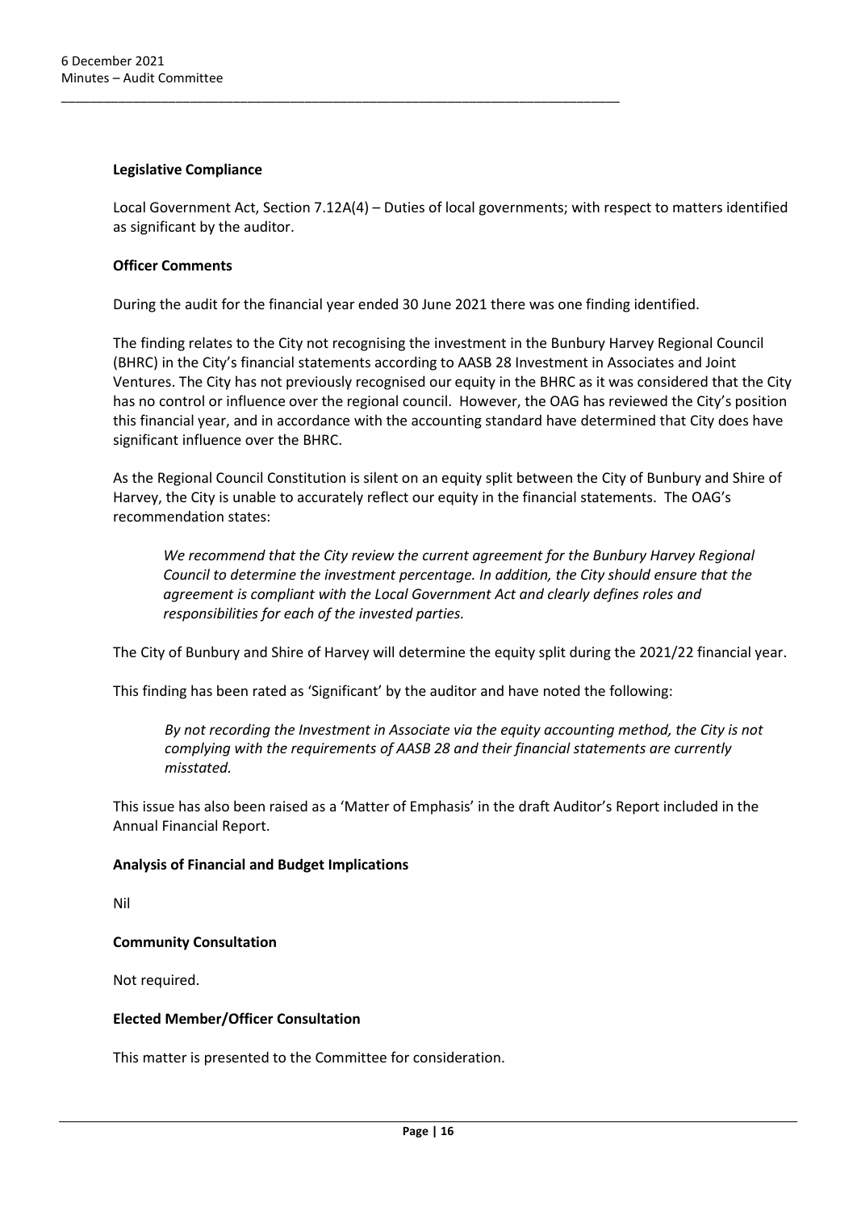**Legislative Compliance**

Local Government Act, Section 7.12A(4) – Duties of local governments; with respect to matters identified as significant by the auditor.

**Officer Comments**

During the audit for the financial year ended 30 June 2021 there was one finding identified.

The finding relates to the City not recognising the investment in the Bunbury Harvey Regional Council (BHRC) in the City's financial statements according to AASB 28 Investment in Associates and Joint Ventures. The City has not previously recognised our equity in the BHRC as it was considered that the City has no control or influence over the regional council. However, the OAG has reviewed the City's position this financial year, and in accordance with the accounting standard have determined that City does have significant influence over the BHRC.

As the Regional Council Constitution is silent on an equity split between the City of Bunbury and Shire of Harvey, the City is unable to accurately reflect our equity in the financial statements. The OAG's recommendation states:

> *We recommend that the City review the current agreement for the Bunbury Harvey Regional Council to determine the investment percentage. In addition, the City should ensure that the agreement is compliant with the Local Government Act and clearly defines roles and responsibilities for each of the invested parties.*

The City of Bunbury and Shire of Harvey will determine the equity split during the 2021/22 financial year.

This finding has been rated as 'Significant' by the auditor and have noted the following:

> *By not recording the Investment in Associate via the equity accounting method, the City is not complying with the requirements of AASB 28 and their financial statements are currently misstated.*

This issue has also been raised as a 'Matter of Emphasis' in the draft Auditor's Report included in the Annual Financial Report.

**Analysis of Financial and Budget Implications**

Nil

**Community Consultation**

Not required.

**Elected Member/Officer Consultation**

This matter is presented to the Committee for consideration.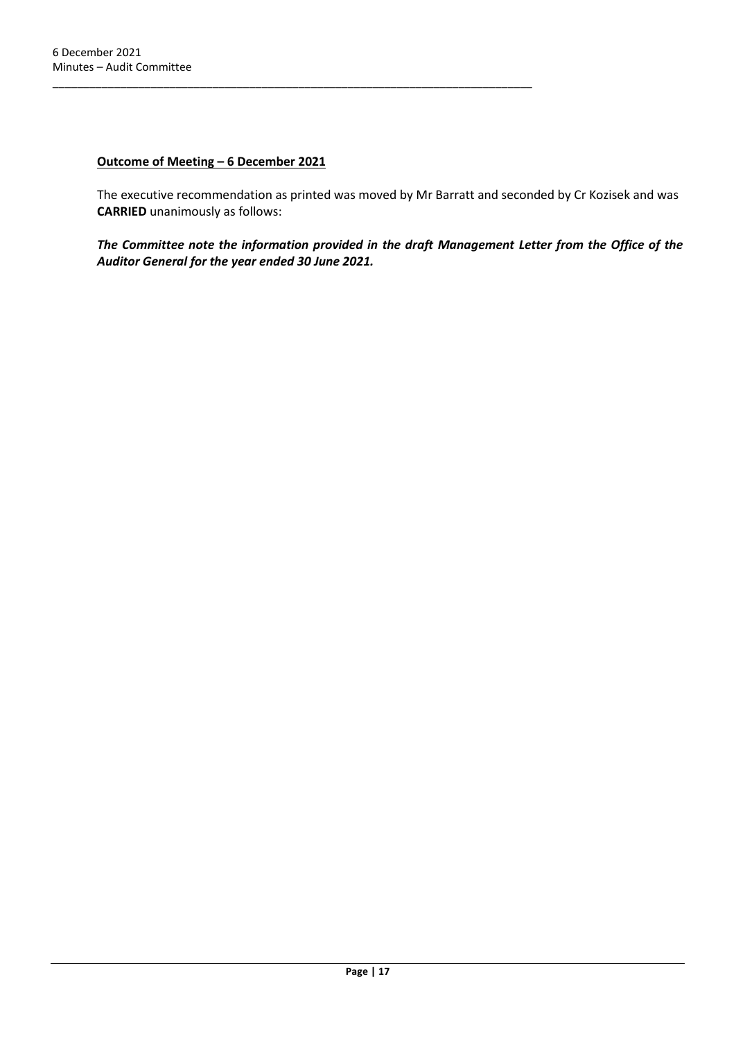**<u>Outcome of Meeting – 6 December 2021</u>**

The executive recommendation as printed was moved by Mr Barratt and seconded by Cr Kozisek and was **CARRIED** unanimously as follows:

***The Committee note the information provided in the draft Management Letter from the Office of the Auditor General for the year ended 30 June 2021.***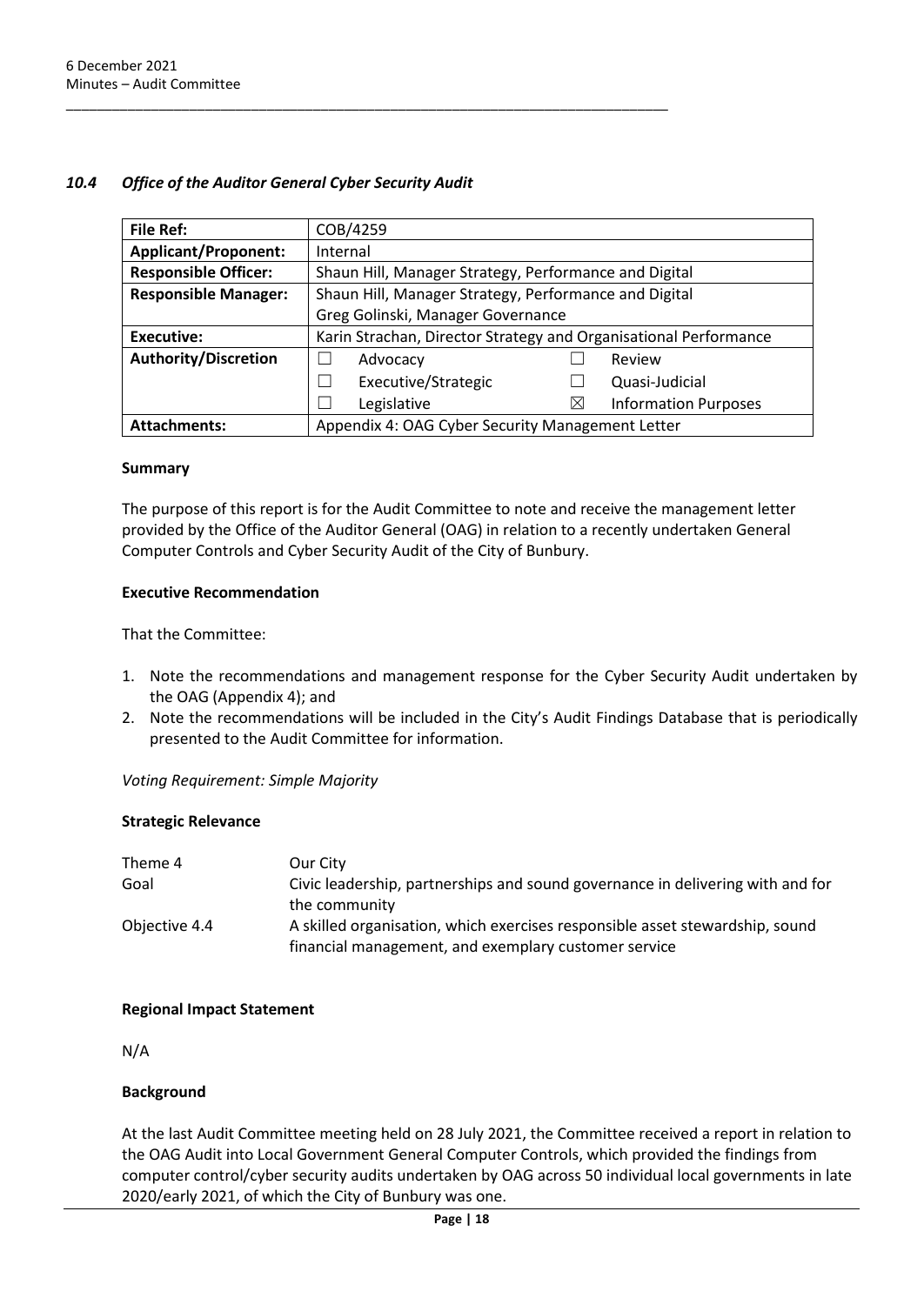### *10.4 Office of the Auditor General Cyber Security Audit*

| **File Ref:** | COB/4259 | | | |
|---|---|---|---|---|
| **Applicant/Proponent:** | Internal | | | |
| **Responsible Officer:** | Shaun Hill, Manager Strategy, Performance and Digital | | | |
| **Responsible Manager:** | Shaun Hill, Manager Strategy, Performance and Digital<br>Greg Golinski, Manager Governance | | | |
| **Executive:** | Karin Strachan, Director Strategy and Organisational Performance | | | |
| **Authority/Discretion** | ☐ | Advocacy | ☐ | Review |
| | ☐ | Executive/Strategic | ☐ | Quasi-Judicial |
| | ☐ | Legislative | ☒ | Information Purposes |
| **Attachments:** | Appendix 4: OAG Cyber Security Management Letter | | | |

**Summary**

The purpose of this report is for the Audit Committee to note and receive the management letter provided by the Office of the Auditor General (OAG) in relation to a recently undertaken General Computer Controls and Cyber Security Audit of the City of Bunbury.

**Executive Recommendation**

That the Committee:

1. Note the recommendations and management response for the Cyber Security Audit undertaken by the OAG (Appendix 4); and
2. Note the recommendations will be included in the City's Audit Findings Database that is periodically presented to the Audit Committee for information.

*Voting Requirement: Simple Majority*

**Strategic Relevance**

| | |
|---|---|
| Theme 4 | Our City |
| Goal | Civic leadership, partnerships and sound governance in delivering with and for the community |
| Objective 4.4 | A skilled organisation, which exercises responsible asset stewardship, sound financial management, and exemplary customer service |

**Regional Impact Statement**

N/A

**Background**

At the last Audit Committee meeting held on 28 July 2021, the Committee received a report in relation to the OAG Audit into Local Government General Computer Controls, which provided the findings from computer control/cyber security audits undertaken by OAG across 50 individual local governments in late 2020/early 2021, of which the City of Bunbury was one.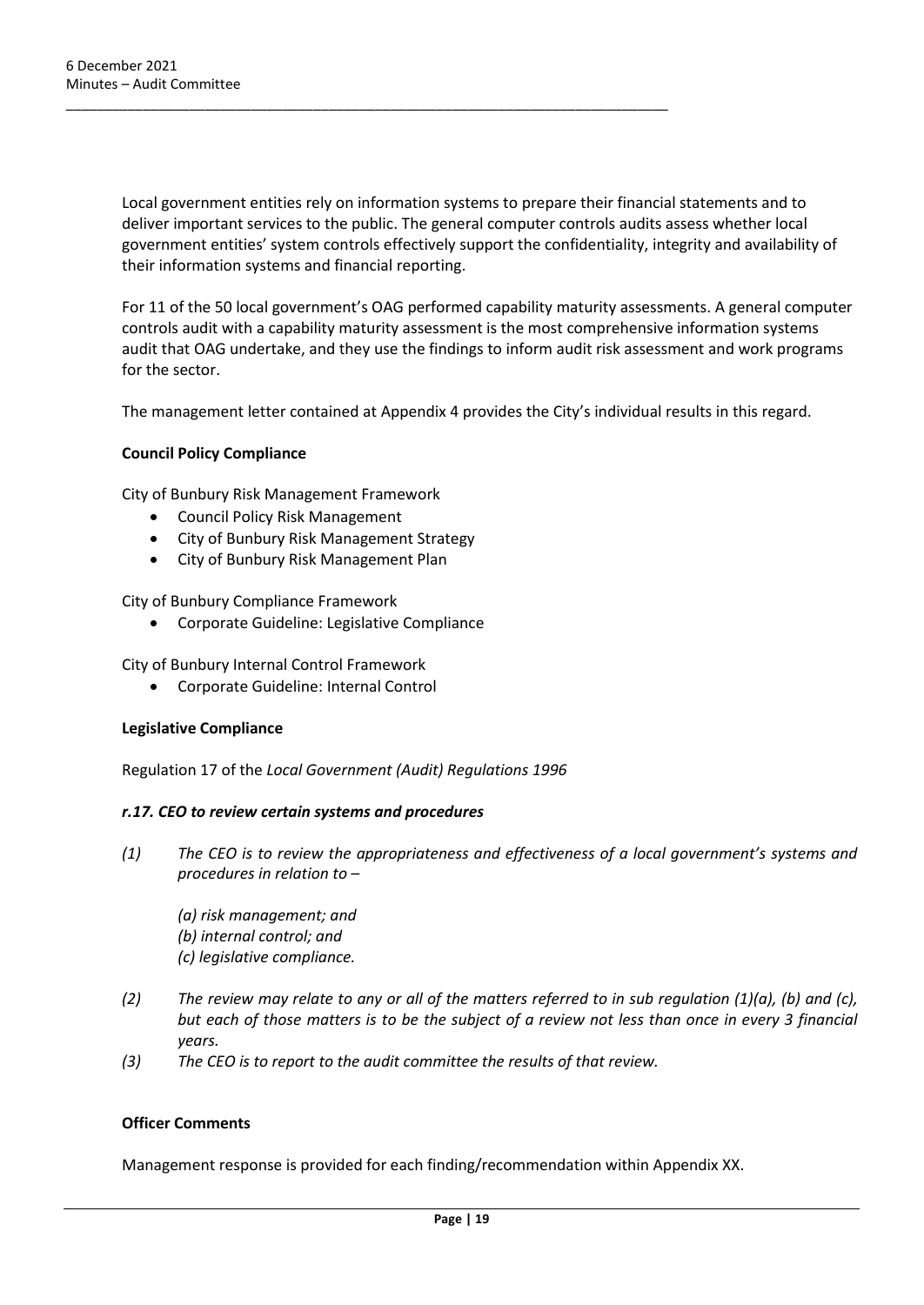Local government entities rely on information systems to prepare their financial statements and to deliver important services to the public. The general computer controls audits assess whether local government entities' system controls effectively support the confidentiality, integrity and availability of their information systems and financial reporting.

For 11 of the 50 local government's OAG performed capability maturity assessments. A general computer controls audit with a capability maturity assessment is the most comprehensive information systems audit that OAG undertake, and they use the findings to inform audit risk assessment and work programs for the sector.

The management letter contained at Appendix 4 provides the City's individual results in this regard.

**Council Policy Compliance**

City of Bunbury Risk Management Framework

- Council Policy Risk Management
- City of Bunbury Risk Management Strategy
- City of Bunbury Risk Management Plan

City of Bunbury Compliance Framework

- Corporate Guideline: Legislative Compliance

City of Bunbury Internal Control Framework

- Corporate Guideline: Internal Control

**Legislative Compliance**

Regulation 17 of the *Local Government (Audit) Regulations 1996*

***r.17. CEO to review certain systems and procedures***

*(1) The CEO is to review the appropriateness and effectiveness of a local government's systems and procedures in relation to –*

*(a) risk management; and*
*(b) internal control; and*
*(c) legislative compliance.*

*(2) The review may relate to any or all of the matters referred to in sub regulation (1)(a), (b) and (c), but each of those matters is to be the subject of a review not less than once in every 3 financial years.*

*(3) The CEO is to report to the audit committee the results of that review.*

**Officer Comments**

Management response is provided for each finding/recommendation within Appendix XX.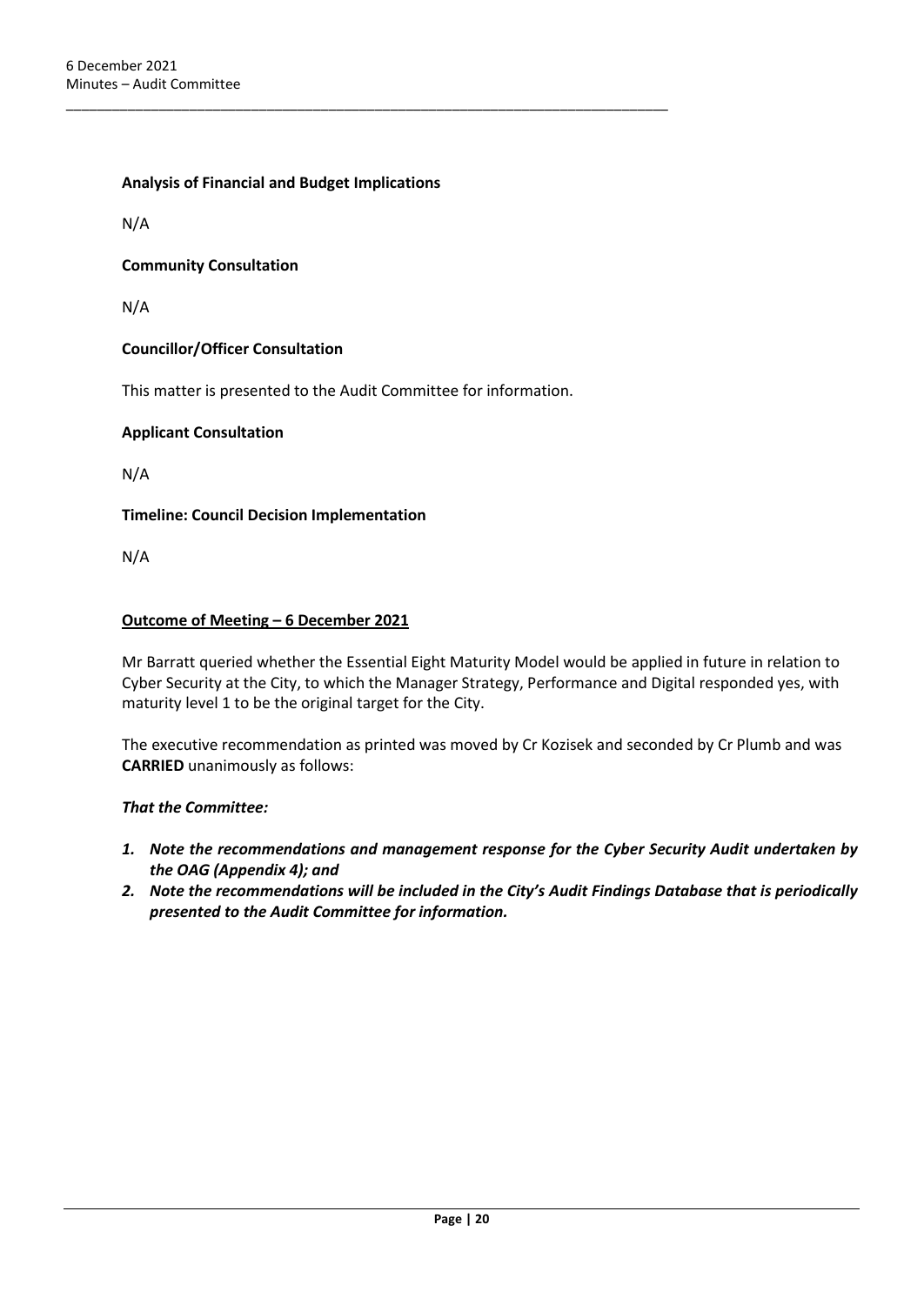**Analysis of Financial and Budget Implications**

N/A

**Community Consultation**

N/A

**Councillor/Officer Consultation**

This matter is presented to the Audit Committee for information.

**Applicant Consultation**

N/A

**Timeline: Council Decision Implementation**

N/A

**Outcome of Meeting – 6 December 2021**

Mr Barratt queried whether the Essential Eight Maturity Model would be applied in future in relation to Cyber Security at the City, to which the Manager Strategy, Performance and Digital responded yes, with maturity level 1 to be the original target for the City.

The executive recommendation as printed was moved by Cr Kozisek and seconded by Cr Plumb and was **CARRIED** unanimously as follows:

***That the Committee:***

1. ***Note the recommendations and management response for the Cyber Security Audit undertaken by the OAG (Appendix 4); and***
2. ***Note the recommendations will be included in the City's Audit Findings Database that is periodically presented to the Audit Committee for information.***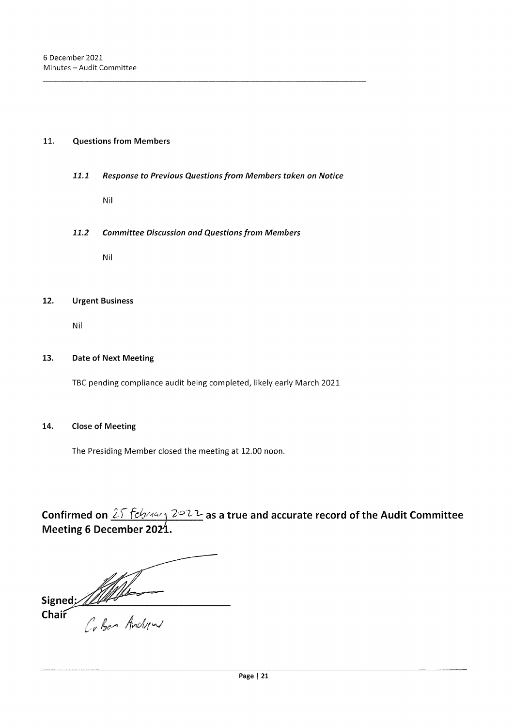## 11. Questions from Members

### *11.1 Response to Previous Questions from Members taken on Notice*

Nil

### *11.2 Committee Discussion and Questions from Members*

Nil

## 12. Urgent Business

Nil

## 13. Date of Next Meeting

TBC pending compliance audit being completed, likely early March 2021

## 14. Close of Meeting

The Presiding Member closed the meeting at 12.00 noon.

**Confirmed on** 25 February 2022 **as a true and accurate record of the Audit Committee Meeting 6 December 2021.**

**Signed:** ______________________

**Chair** Cr Ben Andrew